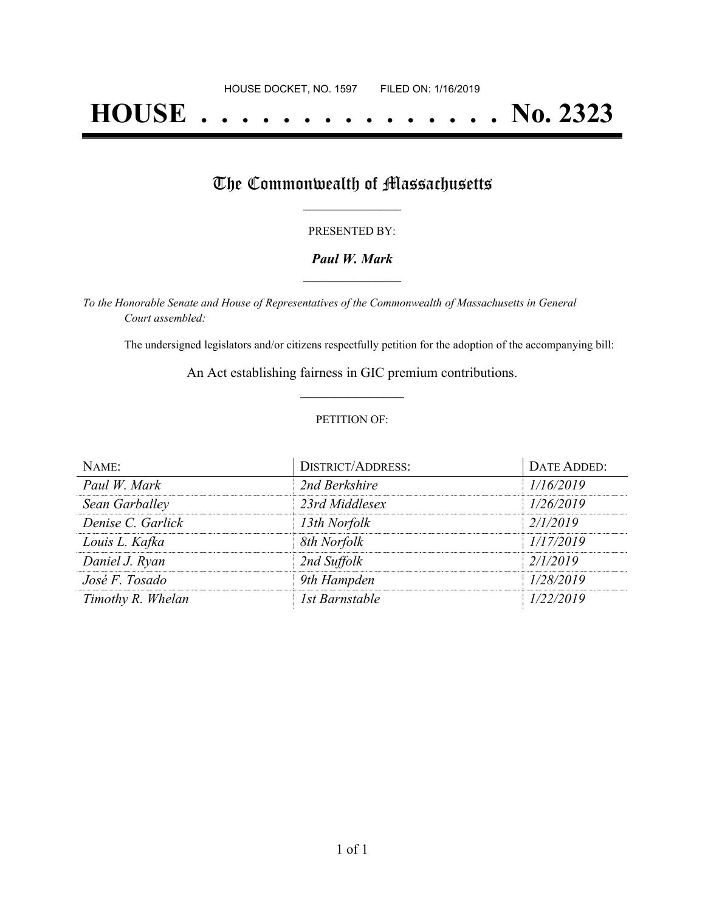HOUSE DOCKET, NO. 1597        FILED ON: 1/16/2019

# HOUSE . . . . . . . . . . . . . . . No. 2323

## The Commonwealth of Massachusetts

PRESENTED BY:

***Paul W. Mark***

*To the Honorable Senate and House of Representatives of the Commonwealth of Massachusetts in General Court assembled:*

The undersigned legislators and/or citizens respectfully petition for the adoption of the accompanying bill:

An Act establishing fairness in GIC premium contributions.

PETITION OF:

| NAME: | DISTRICT/ADDRESS: | DATE ADDED: |
| --- | --- | --- |
| *Paul W. Mark* | *2nd Berkshire* | *1/16/2019* |
| *Sean Garballey* | *23rd Middlesex* | *1/26/2019* |
| *Denise C. Garlick* | *13th Norfolk* | *2/1/2019* |
| *Louis L. Kafka* | *8th Norfolk* | *1/17/2019* |
| *Daniel J. Ryan* | *2nd Suffolk* | *2/1/2019* |
| *José F. Tosado* | *9th Hampden* | *1/28/2019* |
| *Timothy R. Whelan* | *1st Barnstable* | *1/22/2019* |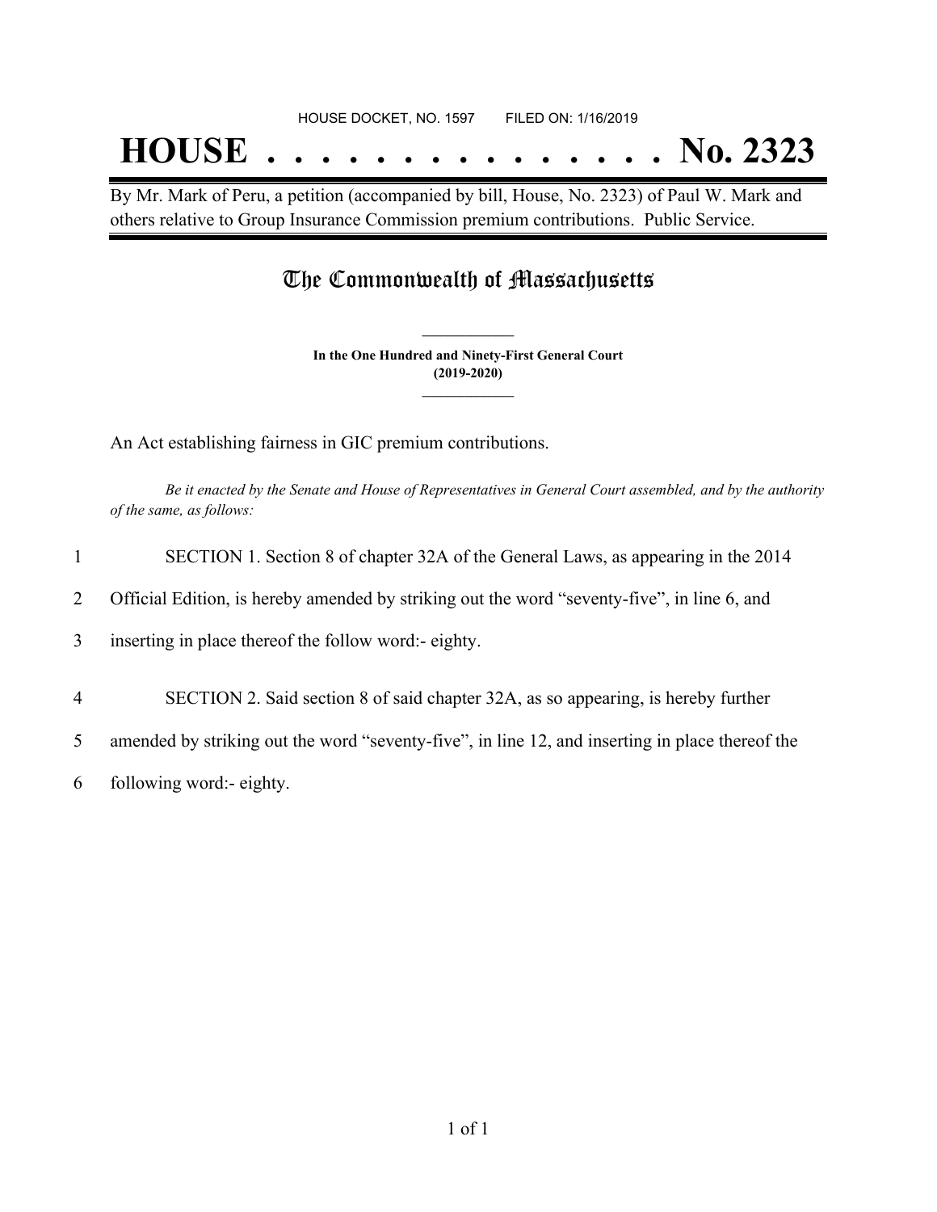HOUSE DOCKET, NO. 1597 FILED ON: 1/16/2019

# HOUSE . . . . . . . . . . . . . . . No. 2323

By Mr. Mark of Peru, a petition (accompanied by bill, House, No. 2323) of Paul W. Mark and others relative to Group Insurance Commission premium contributions. Public Service.

## The Commonwealth of Massachusetts

**In the One Hundred and Ninety-First General Court**
**(2019-2020)**

An Act establishing fairness in GIC premium contributions.

*Be it enacted by the Senate and House of Representatives in General Court assembled, and by the authority of the same, as follows:*

1 SECTION 1. Section 8 of chapter 32A of the General Laws, as appearing in the 2014
2 Official Edition, is hereby amended by striking out the word "seventy-five", in line 6, and
3 inserting in place thereof the follow word:- eighty.

4 SECTION 2. Said section 8 of said chapter 32A, as so appearing, is hereby further
5 amended by striking out the word "seventy-five", in line 12, and inserting in place thereof the
6 following word:- eighty.